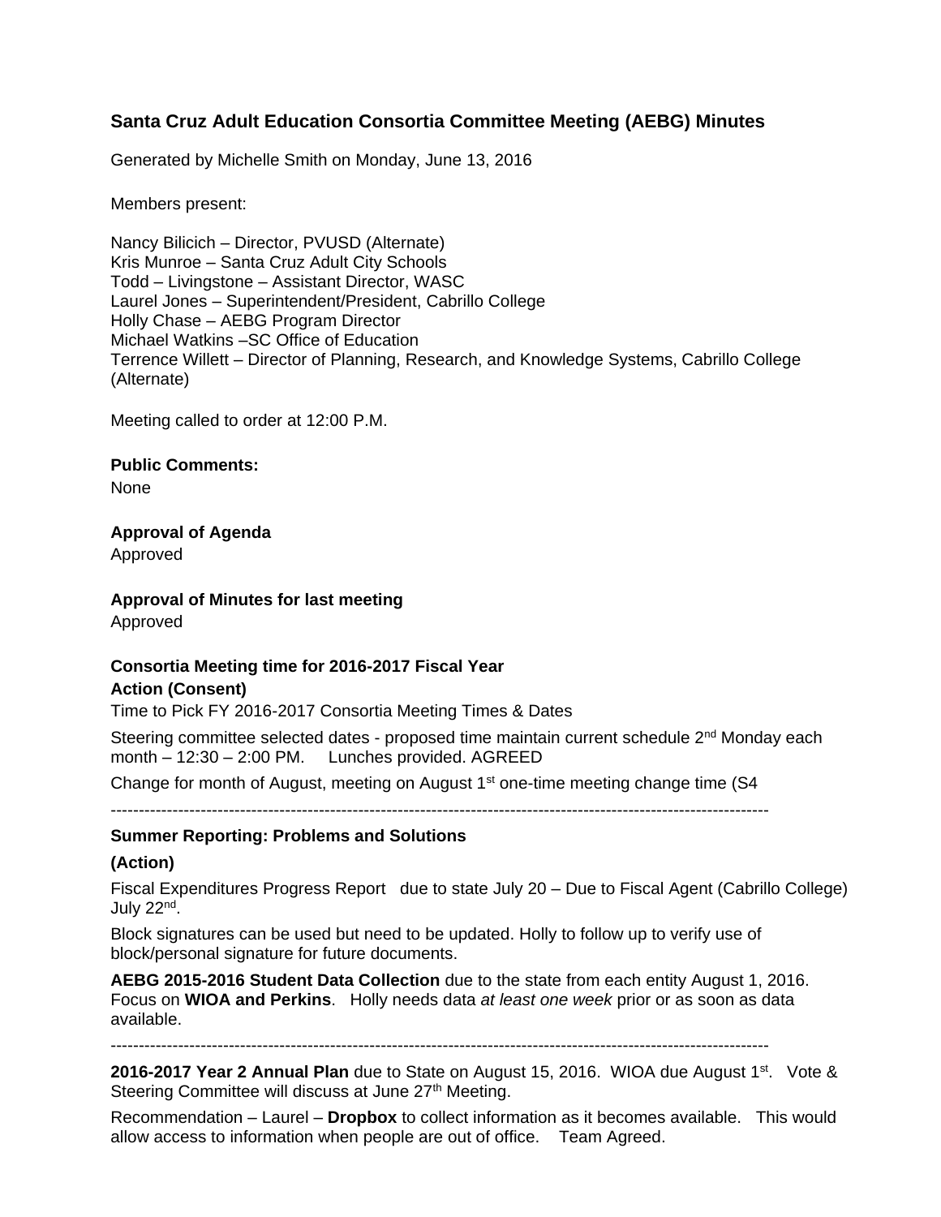# Santa Cruz Adult Education Consortia Committee Meeting (AEBG) Minutes

Generated by Michelle Smith on Monday, June 13, 2016

Members present:

Nancy Bilicich – Director, PVUSD (Alternate)
Kris Munroe – Santa Cruz Adult City Schools
Todd – Livingstone – Assistant Director, WASC
Laurel Jones – Superintendent/President, Cabrillo College
Holly Chase – AEBG Program Director
Michael Watkins –SC Office of Education
Terrence Willett – Director of Planning, Research, and Knowledge Systems, Cabrillo College (Alternate)

Meeting called to order at 12:00 P.M.

**Public Comments:**
None

**Approval of Agenda**
Approved

**Approval of Minutes for last meeting**
Approved

**Consortia Meeting time for 2016-2017 Fiscal Year**
**Action (Consent)**
Time to Pick FY 2016-2017 Consortia Meeting Times & Dates

Steering committee selected dates - proposed time maintain current schedule 2nd Monday each month – 12:30 – 2:00 PM. Lunches provided. AGREED

Change for month of August, meeting on August 1st one-time meeting change time (S4

---

**Summer Reporting: Problems and Solutions**

**(Action)**

Fiscal Expenditures Progress Report due to state July 20 – Due to Fiscal Agent (Cabrillo College) July 22nd.

Block signatures can be used but need to be updated. Holly to follow up to verify use of block/personal signature for future documents.

**AEBG 2015-2016 Student Data Collection** due to the state from each entity August 1, 2016. Focus on **WIOA and Perkins**. Holly needs data *at least one week* prior or as soon as data available.

---

**2016-2017 Year 2 Annual Plan** due to State on August 15, 2016. WIOA due August 1st. Vote & Steering Committee will discuss at June 27th Meeting.

Recommendation – Laurel – **Dropbox** to collect information as it becomes available. This would allow access to information when people are out of office. Team Agreed.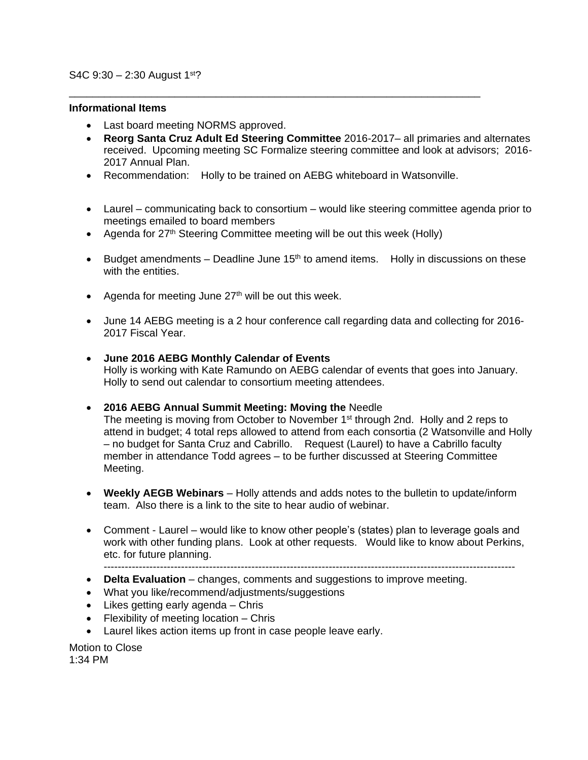S4C 9:30 – 2:30 August 1st?

---

**Informational Items**

- Last board meeting NORMS approved.
- **Reorg Santa Cruz Adult Ed Steering Committee** 2016-2017– all primaries and alternates received. Upcoming meeting SC Formalize steering committee and look at advisors; 2016-2017 Annual Plan.
- Recommendation: Holly to be trained on AEBG whiteboard in Watsonville.

- Laurel – communicating back to consortium – would like steering committee agenda prior to meetings emailed to board members
- Agenda for 27th Steering Committee meeting will be out this week (Holly)

- Budget amendments – Deadline June 15th to amend items. Holly in discussions on these with the entities.

- Agenda for meeting June 27th will be out this week.

- June 14 AEBG meeting is a 2 hour conference call regarding data and collecting for 2016-2017 Fiscal Year.

- **June 2016 AEBG Monthly Calendar of Events**
  Holly is working with Kate Ramundo on AEBG calendar of events that goes into January. Holly to send out calendar to consortium meeting attendees.

- **2016 AEBG Annual Summit Meeting: Moving the** Needle
  The meeting is moving from October to November 1st through 2nd. Holly and 2 reps to attend in budget; 4 total reps allowed to attend from each consortia (2 Watsonville and Holly – no budget for Santa Cruz and Cabrillo. Request (Laurel) to have a Cabrillo faculty member in attendance Todd agrees – to be further discussed at Steering Committee Meeting.

- **Weekly AEGB Webinars** – Holly attends and adds notes to the bulletin to update/inform team. Also there is a link to the site to hear audio of webinar.

- Comment - Laurel – would like to know other people's (states) plan to leverage goals and work with other funding plans. Look at other requests. Would like to know about Perkins, etc. for future planning.

---

- **Delta Evaluation** – changes, comments and suggestions to improve meeting.
- What you like/recommend/adjustments/suggestions
- Likes getting early agenda – Chris
- Flexibility of meeting location – Chris
- Laurel likes action items up front in case people leave early.

Motion to Close
1:34 PM